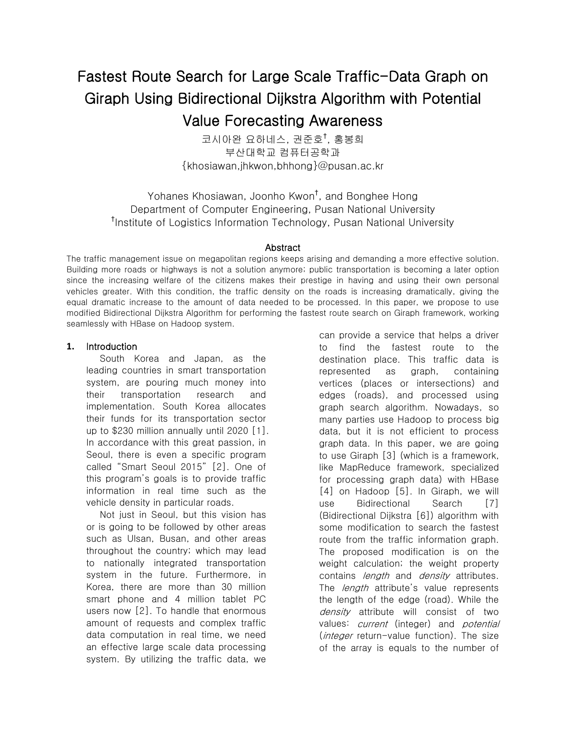# Fastest Route Search for Large Scale Traffic-Data Graph on Giraph Using Bidirectional Dijkstra Algorithm with Potential Value Forecasting Awareness

코시아완 요하네스, 권준호†, 홍봉희
부산대학교 컴퓨터공학과
{khosiawan,jhkwon,bhhong}@pusan.ac.kr

Yohanes Khosiawan, Joonho Kwon†, and Bonghee Hong
Department of Computer Engineering, Pusan National University
†Institute of Logistics Information Technology, Pusan National University

## Abstract

The traffic management issue on megapolitan regions keeps arising and demanding a more effective solution. Building more roads or highways is not a solution anymore; public transportation is becoming a later option since the increasing welfare of the citizens makes their prestige in having and using their own personal vehicles greater. With this condition, the traffic density on the roads is increasing dramatically, giving the equal dramatic increase to the amount of data needed to be processed. In this paper, we propose to use modified Bidirectional Dijkstra Algorithm for performing the fastest route search on Giraph framework, working seamlessly with HBase on Hadoop system.

## 1. Introduction

South Korea and Japan, as the leading countries in smart transportation system, are pouring much money into their transportation research and implementation. South Korea allocates their funds for its transportation sector up to $230 million annually until 2020 [1]. In accordance with this great passion, in Seoul, there is even a specific program called "Smart Seoul 2015" [2]. One of this program's goals is to provide traffic information in real time such as the vehicle density in particular roads.

Not just in Seoul, but this vision has or is going to be followed by other areas such as Ulsan, Busan, and other areas throughout the country; which may lead to nationally integrated transportation system in the future. Furthermore, in Korea, there are more than 30 million smart phone and 4 million tablet PC users now [2]. To handle that enormous amount of requests and complex traffic data computation in real time, we need an effective large scale data processing system. By utilizing the traffic data, we can provide a service that helps a driver to find the fastest route to the destination place. This traffic data is represented as graph, containing vertices (places or intersections) and edges (roads), and processed using graph search algorithm. Nowadays, so many parties use Hadoop to process big data, but it is not efficient to process graph data. In this paper, we are going to use Giraph [3] (which is a framework, like MapReduce framework, specialized for processing graph data) with HBase [4] on Hadoop [5]. In Giraph, we will use Bidirectional Search [7] (Bidirectional Dijkstra [6]) algorithm with some modification to search the fastest route from the traffic information graph. The proposed modification is on the weight calculation; the weight property contains *length* and *density* attributes. The *length* attribute's value represents the length of the edge (road). While the *density* attribute will consist of two values: *current* (integer) and *potential* (*integer* return-value function). The size of the array is equals to the number of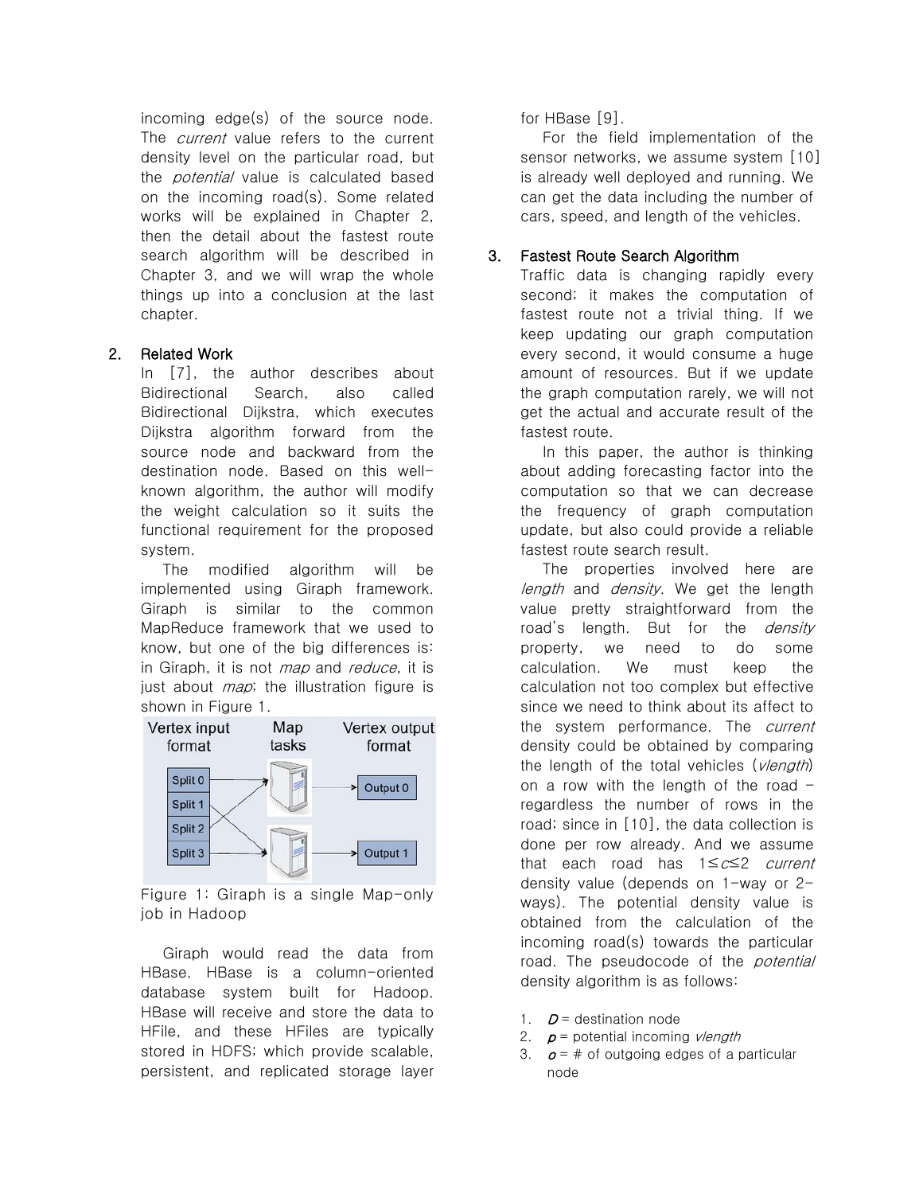incoming edge(s) of the source node. The *current* value refers to the current density level on the particular road, but the *potential* value is calculated based on the incoming road(s). Some related works will be explained in Chapter 2, then the detail about the fastest route search algorithm will be described in Chapter 3, and we will wrap the whole things up into a conclusion at the last chapter.

## 2. Related Work

In [7], the author describes about Bidirectional Search, also called Bidirectional Dijkstra, which executes Dijkstra algorithm forward from the source node and backward from the destination node. Based on this well-known algorithm, the author will modify the weight calculation so it suits the functional requirement for the proposed system.

The modified algorithm will be implemented using Giraph framework. Giraph is similar to the common MapReduce framework that we used to know, but one of the big differences is: in Giraph, it is not *map* and *reduce*, it is just about *map*; the illustration figure is shown in Figure 1.

Figure 1: Giraph is a single Map-only job in Hadoop

Giraph would read the data from HBase. HBase is a column-oriented database system built for Hadoop. HBase will receive and store the data to HFile, and these HFiles are typically stored in HDFS; which provide scalable, persistent, and replicated storage layer for HBase [9].

For the field implementation of the sensor networks, we assume system [10] is already well deployed and running. We can get the data including the number of cars, speed, and length of the vehicles.

## 3. Fastest Route Search Algorithm

Traffic data is changing rapidly every second; it makes the computation of fastest route not a trivial thing. If we keep updating our graph computation every second, it would consume a huge amount of resources. But if we update the graph computation rarely, we will not get the actual and accurate result of the fastest route.

In this paper, the author is thinking about adding forecasting factor into the computation so that we can decrease the frequency of graph computation update, but also could provide a reliable fastest route search result.

The properties involved here are *length* and *density*. We get the length value pretty straightforward from the road's length. But for the *density* property, we need to do some calculation. We must keep the calculation not too complex but effective since we need to think about its affect to the system performance. The *current* density could be obtained by comparing the length of the total vehicles (*vlength*) on a row with the length of the road – regardless the number of rows in the road; since in [10], the data collection is done per row already. And we assume that each road has $1 \leq c \leq 2$ *current* density value (depends on 1-way or 2-ways). The potential density value is obtained from the calculation of the incoming road(s) towards the particular road. The pseudocode of the *potential* density algorithm is as follows:

1. ***D*** = destination node
2. ***p*** = potential incoming *vlength*
3. ***o*** = # of outgoing edges of a particular node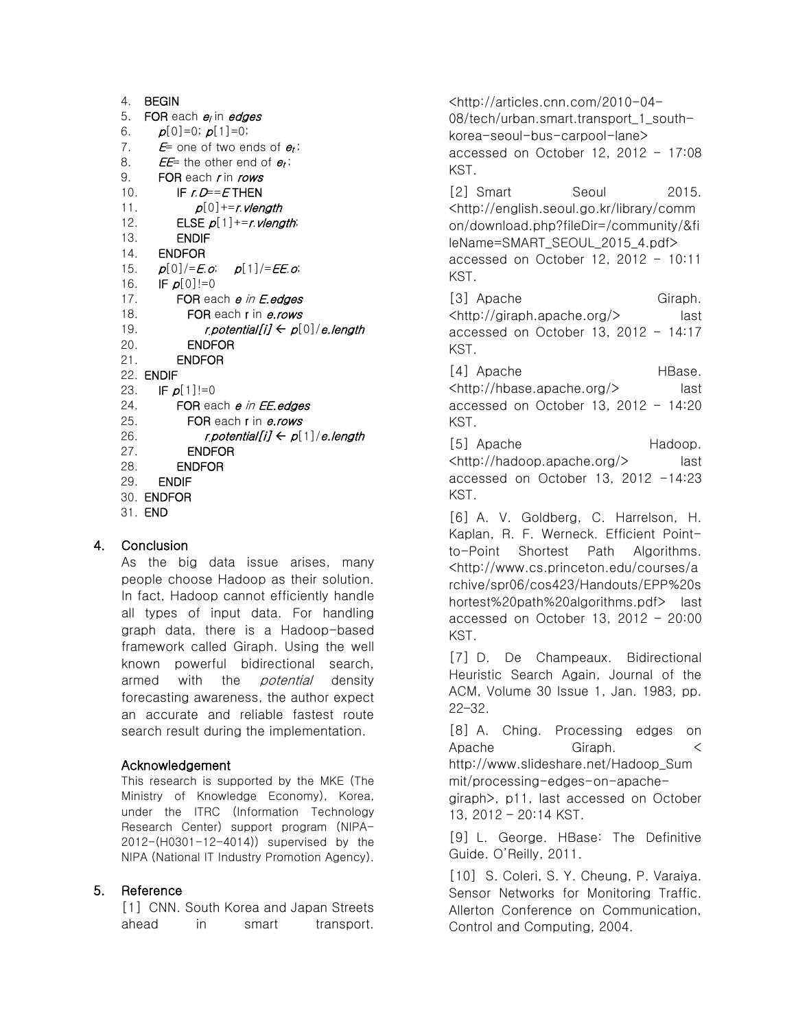```
4.  BEGIN
5.  FOR each e_i in edges
6.      p[0]=0; p[1]=0;
7.      E= one of two ends of e_t ;
8.      EE= the other end of e_t ;
9.      FOR each r in rows
10.         IF r.D==E THEN
11.             p[0]+=r.vlength
12.         ELSE p[1]+=r.vlength;
13.         ENDIF
14.     ENDFOR
15.     p[0]/=E.o;    p[1]/=EE.o;
16.     IF p[0]!=0
17.         FOR each e in E.edges
18.           FOR each r in e.rows
19.               r.potential[i] ← p[0]/e.length
20.           ENDFOR
21.         ENDFOR
22. ENDIF
23.     IF p[1]!=0
24.         FOR each e in EE.edges
25.           FOR each r in e.rows
26.               r.potential[i] ← p[1]/e.length
27.           ENDFOR
28.         ENDFOR
29.     ENDIF
30. ENDFOR
31. END
```

## 4. Conclusion

As the big data issue arises, many people choose Hadoop as their solution. In fact, Hadoop cannot efficiently handle all types of input data. For handling graph data, there is a Hadoop-based framework called Giraph. Using the well known powerful bidirectional search, armed with the *potential* density forecasting awareness, the author expect an accurate and reliable fastest route search result during the implementation.

### Acknowledgement

This research is supported by the MKE (The Ministry of Knowledge Economy), Korea, under the ITRC (Information Technology Research Center) support program (NIPA-2012-(H0301-12-4014)) supervised by the NIPA (National IT Industry Promotion Agency).

## 5. Reference

[1] CNN. South Korea and Japan Streets ahead in smart transport. <http://articles.cnn.com/2010-04-08/tech/urban.smart.transport_1_south-korea-seoul-bus-carpool-lane> accessed on October 12, 2012 - 17:08 KST.

[2] Smart Seoul 2015. <http://english.seoul.go.kr/library/common/download.php?fileDir=/community/&fileName=SMART_SEOUL_2015_4.pdf> accessed on October 12, 2012 - 10:11 KST.

[3] Apache Giraph. <http://giraph.apache.org/> last accessed on October 13, 2012 - 14:17 KST.

[4] Apache HBase. <http://hbase.apache.org/> last accessed on October 13, 2012 - 14:20 KST.

[5] Apache Hadoop. <http://hadoop.apache.org/> last accessed on October 13, 2012 -14:23 KST.

[6] A. V. Goldberg, C. Harrelson, H. Kaplan, R. F. Werneck. Efficient Point-to-Point Shortest Path Algorithms. <http://www.cs.princeton.edu/courses/archive/spr06/cos423/Handouts/EPP%20shortest%20path%20algorithms.pdf> last accessed on October 13, 2012 - 20:00 KST.

[7] D. De Champeaux. Bidirectional Heuristic Search Again, Journal of the ACM, Volume 30 Issue 1, Jan. 1983, pp. 22-32.

[8] A. Ching. Processing edges on Apache Giraph. < http://www.slideshare.net/Hadoop_Summit/processing-edges-on-apache-giraph>, p11, last accessed on October 13, 2012 - 20:14 KST.

[9] L. George. HBase: The Definitive Guide. O'Reilly, 2011.

[10] S. Coleri, S. Y. Cheung, P. Varaiya. Sensor Networks for Monitoring Traffic. Allerton Conference on Communication, Control and Computing, 2004.